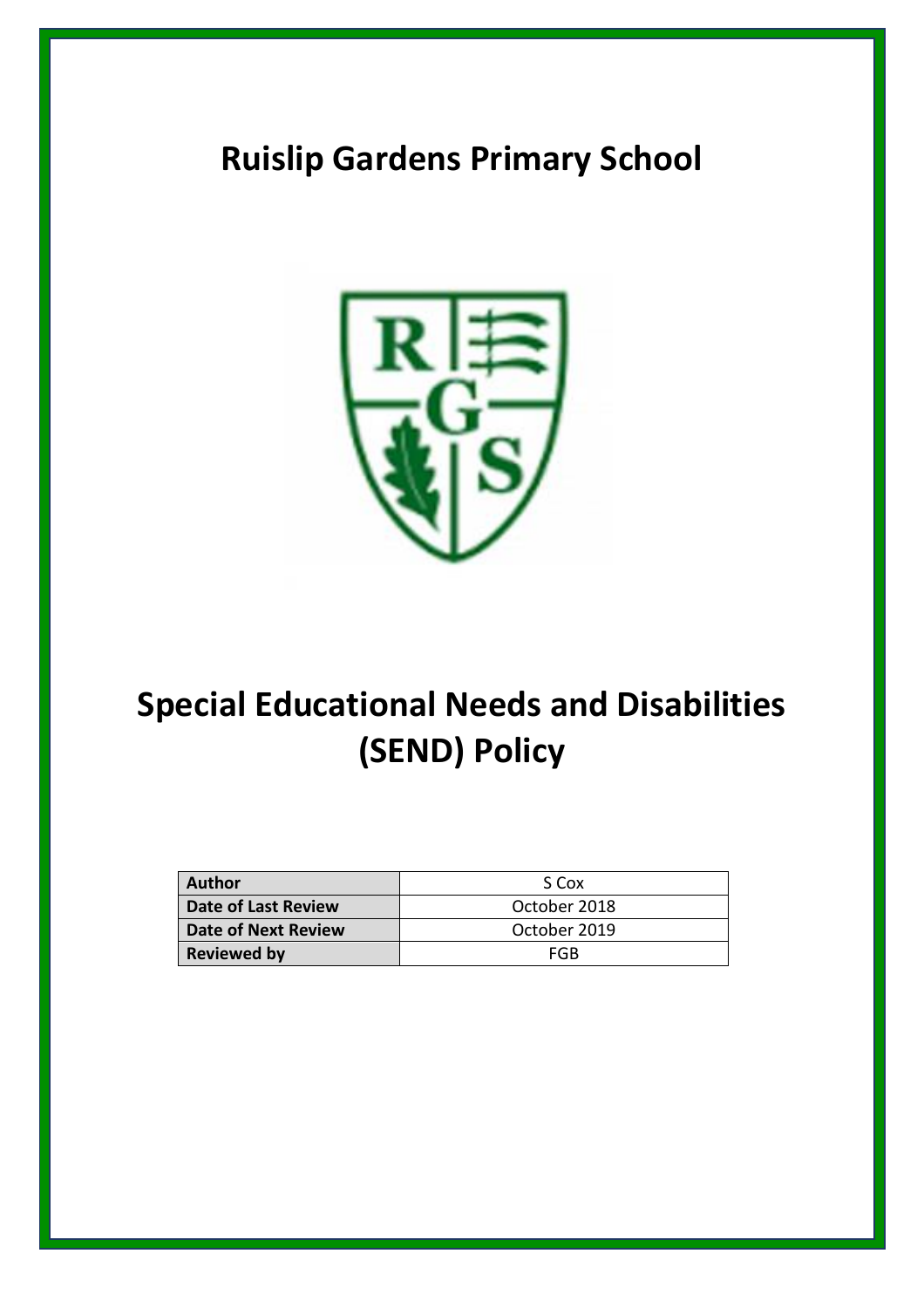# Ruislip Gardens Primary School

# Special Educational Needs and Disabilities (SEND) Policy

| | |
|---|---|
| **Author** | S Cox |
| **Date of Last Review** | October 2018 |
| **Date of Next Review** | October 2019 |
| **Reviewed by** | FGB |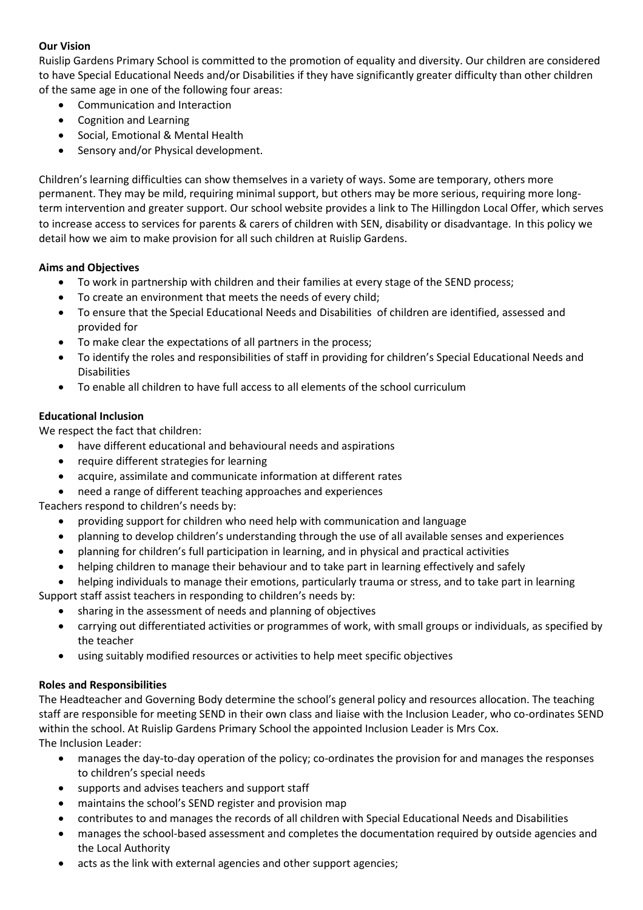**Our Vision**

Ruislip Gardens Primary School is committed to the promotion of equality and diversity. Our children are considered to have Special Educational Needs and/or Disabilities if they have significantly greater difficulty than other children of the same age in one of the following four areas:

- Communication and Interaction
- Cognition and Learning
- Social, Emotional & Mental Health
- Sensory and/or Physical development.

Children's learning difficulties can show themselves in a variety of ways. Some are temporary, others more permanent. They may be mild, requiring minimal support, but others may be more serious, requiring more long-term intervention and greater support. Our school website provides a link to The Hillingdon Local Offer, which serves to increase access to services for parents & carers of children with SEN, disability or disadvantage. In this policy we detail how we aim to make provision for all such children at Ruislip Gardens.

**Aims and Objectives**

- To work in partnership with children and their families at every stage of the SEND process;
- To create an environment that meets the needs of every child;
- To ensure that the Special Educational Needs and Disabilities of children are identified, assessed and provided for
- To make clear the expectations of all partners in the process;
- To identify the roles and responsibilities of staff in providing for children's Special Educational Needs and Disabilities
- To enable all children to have full access to all elements of the school curriculum

**Educational Inclusion**

We respect the fact that children:

- have different educational and behavioural needs and aspirations
- require different strategies for learning
- acquire, assimilate and communicate information at different rates
- need a range of different teaching approaches and experiences

Teachers respond to children's needs by:

- providing support for children who need help with communication and language
- planning to develop children's understanding through the use of all available senses and experiences
- planning for children's full participation in learning, and in physical and practical activities
- helping children to manage their behaviour and to take part in learning effectively and safely
- helping individuals to manage their emotions, particularly trauma or stress, and to take part in learning

Support staff assist teachers in responding to children's needs by:

- sharing in the assessment of needs and planning of objectives
- carrying out differentiated activities or programmes of work, with small groups or individuals, as specified by the teacher
- using suitably modified resources or activities to help meet specific objectives

**Roles and Responsibilities**

The Headteacher and Governing Body determine the school's general policy and resources allocation. The teaching staff are responsible for meeting SEND in their own class and liaise with the Inclusion Leader, who co-ordinates SEND within the school. At Ruislip Gardens Primary School the appointed Inclusion Leader is Mrs Cox.

The Inclusion Leader:

- manages the day-to-day operation of the policy; co-ordinates the provision for and manages the responses to children's special needs
- supports and advises teachers and support staff
- maintains the school's SEND register and provision map
- contributes to and manages the records of all children with Special Educational Needs and Disabilities
- manages the school-based assessment and completes the documentation required by outside agencies and the Local Authority
- acts as the link with external agencies and other support agencies;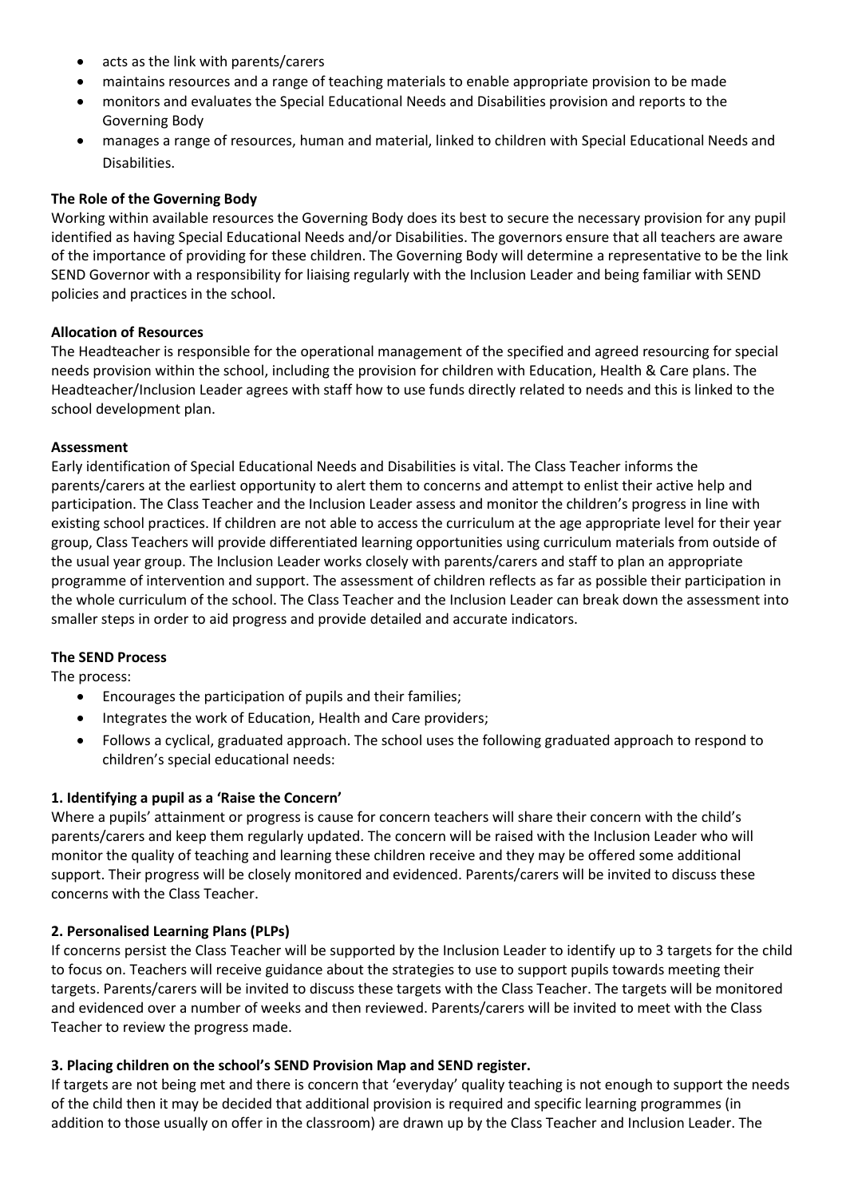- acts as the link with parents/carers
- maintains resources and a range of teaching materials to enable appropriate provision to be made
- monitors and evaluates the Special Educational Needs and Disabilities provision and reports to the Governing Body
- manages a range of resources, human and material, linked to children with Special Educational Needs and Disabilities.

**The Role of the Governing Body**

Working within available resources the Governing Body does its best to secure the necessary provision for any pupil identified as having Special Educational Needs and/or Disabilities. The governors ensure that all teachers are aware of the importance of providing for these children. The Governing Body will determine a representative to be the link SEND Governor with a responsibility for liaising regularly with the Inclusion Leader and being familiar with SEND policies and practices in the school.

**Allocation of Resources**

The Headteacher is responsible for the operational management of the specified and agreed resourcing for special needs provision within the school, including the provision for children with Education, Health & Care plans. The Headteacher/Inclusion Leader agrees with staff how to use funds directly related to needs and this is linked to the school development plan.

**Assessment**

Early identification of Special Educational Needs and Disabilities is vital. The Class Teacher informs the parents/carers at the earliest opportunity to alert them to concerns and attempt to enlist their active help and participation. The Class Teacher and the Inclusion Leader assess and monitor the children's progress in line with existing school practices. If children are not able to access the curriculum at the age appropriate level for their year group, Class Teachers will provide differentiated learning opportunities using curriculum materials from outside of the usual year group. The Inclusion Leader works closely with parents/carers and staff to plan an appropriate programme of intervention and support. The assessment of children reflects as far as possible their participation in the whole curriculum of the school. The Class Teacher and the Inclusion Leader can break down the assessment into smaller steps in order to aid progress and provide detailed and accurate indicators.

**The SEND Process**

The process:

- Encourages the participation of pupils and their families;
- Integrates the work of Education, Health and Care providers;
- Follows a cyclical, graduated approach. The school uses the following graduated approach to respond to children's special educational needs:

**1. Identifying a pupil as a 'Raise the Concern'**

Where a pupils' attainment or progress is cause for concern teachers will share their concern with the child's parents/carers and keep them regularly updated. The concern will be raised with the Inclusion Leader who will monitor the quality of teaching and learning these children receive and they may be offered some additional support. Their progress will be closely monitored and evidenced. Parents/carers will be invited to discuss these concerns with the Class Teacher.

**2. Personalised Learning Plans (PLPs)**

If concerns persist the Class Teacher will be supported by the Inclusion Leader to identify up to 3 targets for the child to focus on. Teachers will receive guidance about the strategies to use to support pupils towards meeting their targets. Parents/carers will be invited to discuss these targets with the Class Teacher. The targets will be monitored and evidenced over a number of weeks and then reviewed. Parents/carers will be invited to meet with the Class Teacher to review the progress made.

**3. Placing children on the school's SEND Provision Map and SEND register.**

If targets are not being met and there is concern that 'everyday' quality teaching is not enough to support the needs of the child then it may be decided that additional provision is required and specific learning programmes (in addition to those usually on offer in the classroom) are drawn up by the Class Teacher and Inclusion Leader. The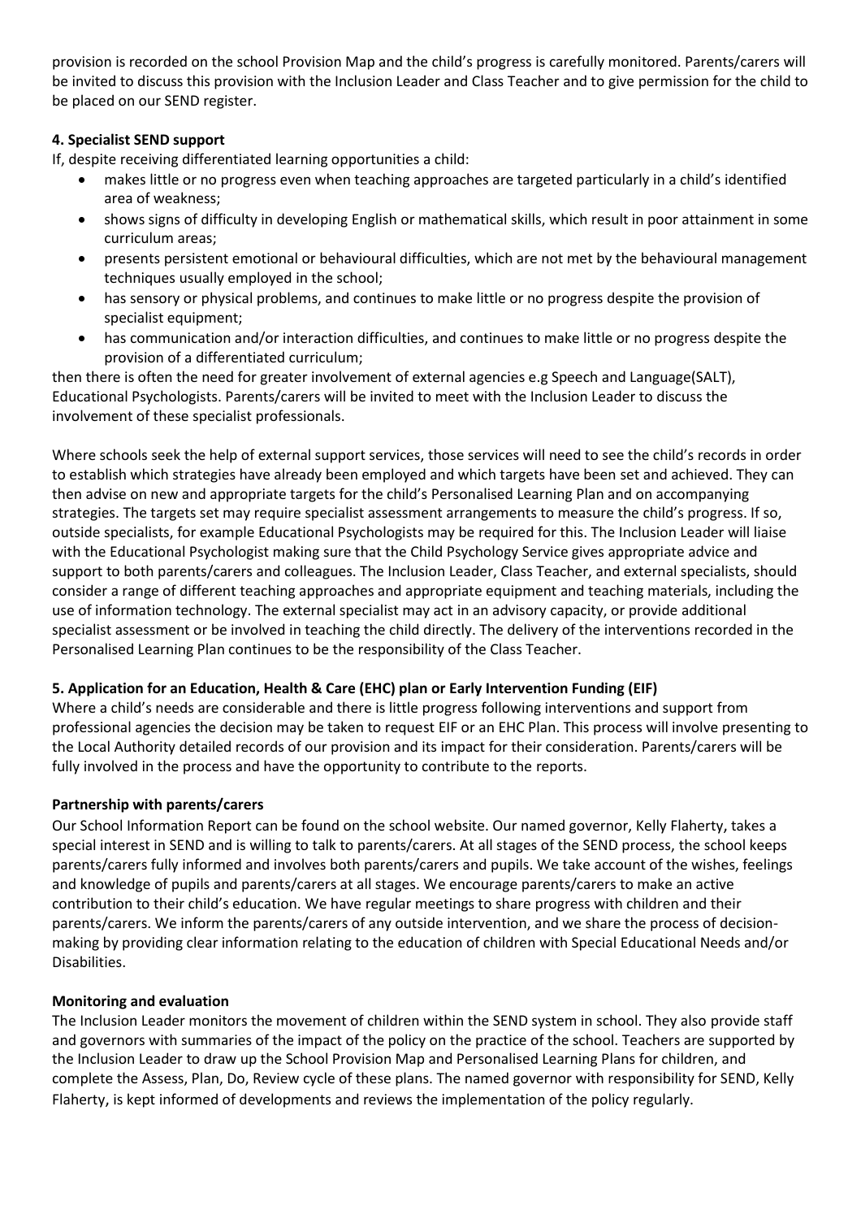provision is recorded on the school Provision Map and the child's progress is carefully monitored. Parents/carers will be invited to discuss this provision with the Inclusion Leader and Class Teacher and to give permission for the child to be placed on our SEND register.

**4. Specialist SEND support**

If, despite receiving differentiated learning opportunities a child:

- makes little or no progress even when teaching approaches are targeted particularly in a child's identified area of weakness;
- shows signs of difficulty in developing English or mathematical skills, which result in poor attainment in some curriculum areas;
- presents persistent emotional or behavioural difficulties, which are not met by the behavioural management techniques usually employed in the school;
- has sensory or physical problems, and continues to make little or no progress despite the provision of specialist equipment;
- has communication and/or interaction difficulties, and continues to make little or no progress despite the provision of a differentiated curriculum;

then there is often the need for greater involvement of external agencies e.g Speech and Language(SALT), Educational Psychologists. Parents/carers will be invited to meet with the Inclusion Leader to discuss the involvement of these specialist professionals.

Where schools seek the help of external support services, those services will need to see the child's records in order to establish which strategies have already been employed and which targets have been set and achieved. They can then advise on new and appropriate targets for the child's Personalised Learning Plan and on accompanying strategies. The targets set may require specialist assessment arrangements to measure the child's progress. If so, outside specialists, for example Educational Psychologists may be required for this. The Inclusion Leader will liaise with the Educational Psychologist making sure that the Child Psychology Service gives appropriate advice and support to both parents/carers and colleagues. The Inclusion Leader, Class Teacher, and external specialists, should consider a range of different teaching approaches and appropriate equipment and teaching materials, including the use of information technology. The external specialist may act in an advisory capacity, or provide additional specialist assessment or be involved in teaching the child directly. The delivery of the interventions recorded in the Personalised Learning Plan continues to be the responsibility of the Class Teacher.

**5. Application for an Education, Health & Care (EHC) plan or Early Intervention Funding (EIF)**

Where a child's needs are considerable and there is little progress following interventions and support from professional agencies the decision may be taken to request EIF or an EHC Plan. This process will involve presenting to the Local Authority detailed records of our provision and its impact for their consideration. Parents/carers will be fully involved in the process and have the opportunity to contribute to the reports.

**Partnership with parents/carers**

Our School Information Report can be found on the school website. Our named governor, Kelly Flaherty, takes a special interest in SEND and is willing to talk to parents/carers. At all stages of the SEND process, the school keeps parents/carers fully informed and involves both parents/carers and pupils. We take account of the wishes, feelings and knowledge of pupils and parents/carers at all stages. We encourage parents/carers to make an active contribution to their child's education. We have regular meetings to share progress with children and their parents/carers. We inform the parents/carers of any outside intervention, and we share the process of decision-making by providing clear information relating to the education of children with Special Educational Needs and/or Disabilities.

**Monitoring and evaluation**

The Inclusion Leader monitors the movement of children within the SEND system in school. They also provide staff and governors with summaries of the impact of the policy on the practice of the school. Teachers are supported by the Inclusion Leader to draw up the School Provision Map and Personalised Learning Plans for children, and complete the Assess, Plan, Do, Review cycle of these plans. The named governor with responsibility for SEND, Kelly Flaherty, is kept informed of developments and reviews the implementation of the policy regularly.